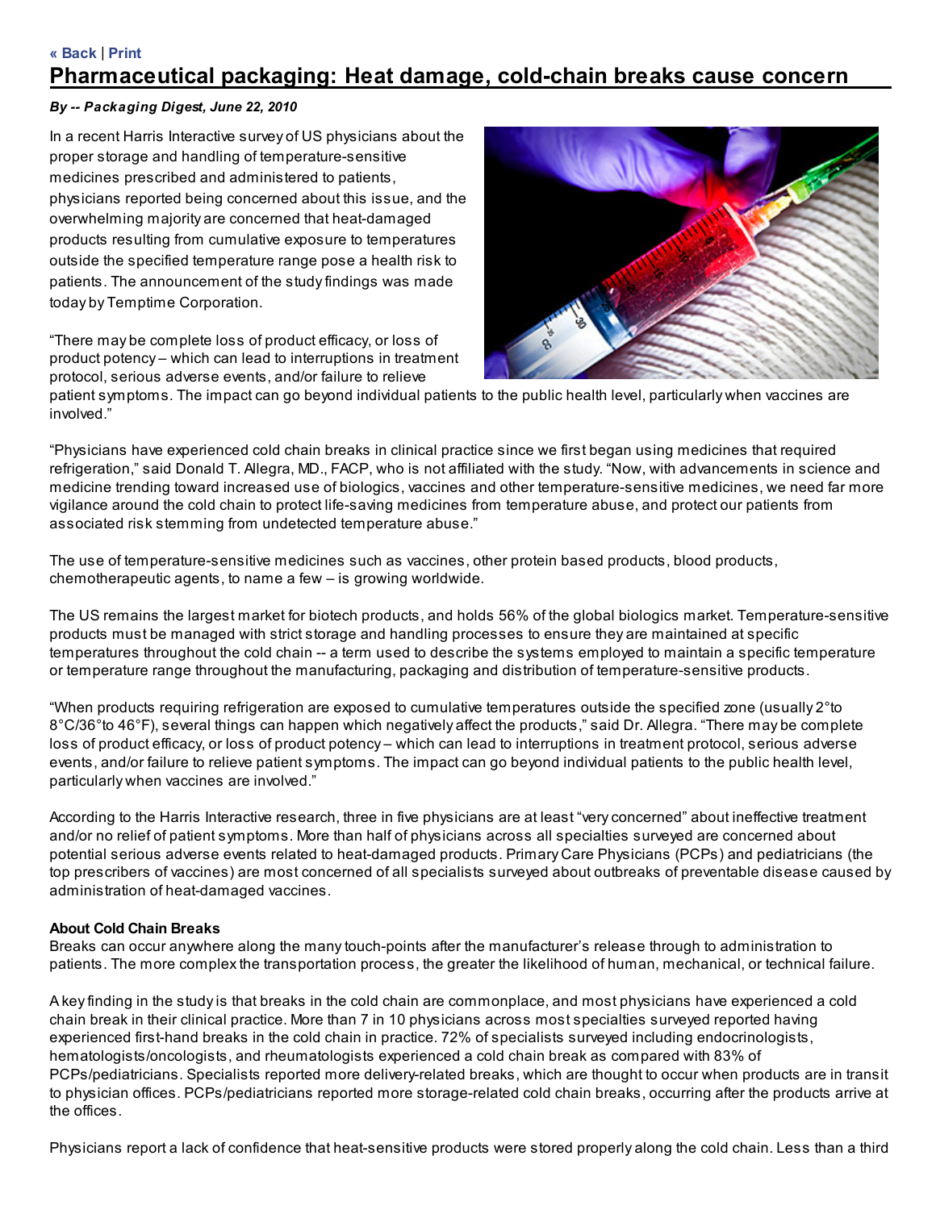« Back | Print

# Pharmaceutical packaging: Heat damage, cold-chain breaks cause concern

***By -- Packaging Digest, June 22, 2010***

In a recent Harris Interactive survey of US physicians about the proper storage and handling of temperature-sensitive medicines prescribed and administered to patients, physicians reported being concerned about this issue, and the overwhelming majority are concerned that heat-damaged products resulting from cumulative exposure to temperatures outside the specified temperature range pose a health risk to patients. The announcement of the study findings was made today by Temptime Corporation.

"There may be complete loss of product efficacy, or loss of product potency – which can lead to interruptions in treatment protocol, serious adverse events, and/or failure to relieve patient symptoms. The impact can go beyond individual patients to the public health level, particularly when vaccines are involved."

"Physicians have experienced cold chain breaks in clinical practice since we first began using medicines that required refrigeration," said Donald T. Allegra, MD., FACP, who is not affiliated with the study. "Now, with advancements in science and medicine trending toward increased use of biologics, vaccines and other temperature-sensitive medicines, we need far more vigilance around the cold chain to protect life-saving medicines from temperature abuse, and protect our patients from associated risk stemming from undetected temperature abuse."

The use of temperature-sensitive medicines such as vaccines, other protein based products, blood products, chemotherapeutic agents, to name a few – is growing worldwide.

The US remains the largest market for biotech products, and holds 56% of the global biologics market. Temperature-sensitive products must be managed with strict storage and handling processes to ensure they are maintained at specific temperatures throughout the cold chain -- a term used to describe the systems employed to maintain a specific temperature or temperature range throughout the manufacturing, packaging and distribution of temperature-sensitive products.

"When products requiring refrigeration are exposed to cumulative temperatures outside the specified zone (usually 2° to 8°C/36° to 46°F), several things can happen which negatively affect the products," said Dr. Allegra. "There may be complete loss of product efficacy, or loss of product potency – which can lead to interruptions in treatment protocol, serious adverse events, and/or failure to relieve patient symptoms. The impact can go beyond individual patients to the public health level, particularly when vaccines are involved."

According to the Harris Interactive research, three in five physicians are at least "very concerned" about ineffective treatment and/or no relief of patient symptoms. More than half of physicians across all specialties surveyed are concerned about potential serious adverse events related to heat-damaged products. Primary Care Physicians (PCPs) and pediatricians (the top prescribers of vaccines) are most concerned of all specialists surveyed about outbreaks of preventable disease caused by administration of heat-damaged vaccines.

**About Cold Chain Breaks**

Breaks can occur anywhere along the many touch-points after the manufacturer's release through to administration to patients. The more complex the transportation process, the greater the likelihood of human, mechanical, or technical failure.

A key finding in the study is that breaks in the cold chain are commonplace, and most physicians have experienced a cold chain break in their clinical practice. More than 7 in 10 physicians across most specialties surveyed reported having experienced first-hand breaks in the cold chain in practice. 72% of specialists surveyed including endocrinologists, hematologists/oncologists, and rheumatologists experienced a cold chain break as compared with 83% of PCPs/pediatricians. Specialists reported more delivery-related breaks, which are thought to occur when products are in transit to physician offices. PCPs/pediatricians reported more storage-related cold chain breaks, occurring after the products arrive at the offices.

Physicians report a lack of confidence that heat-sensitive products were stored properly along the cold chain. Less than a third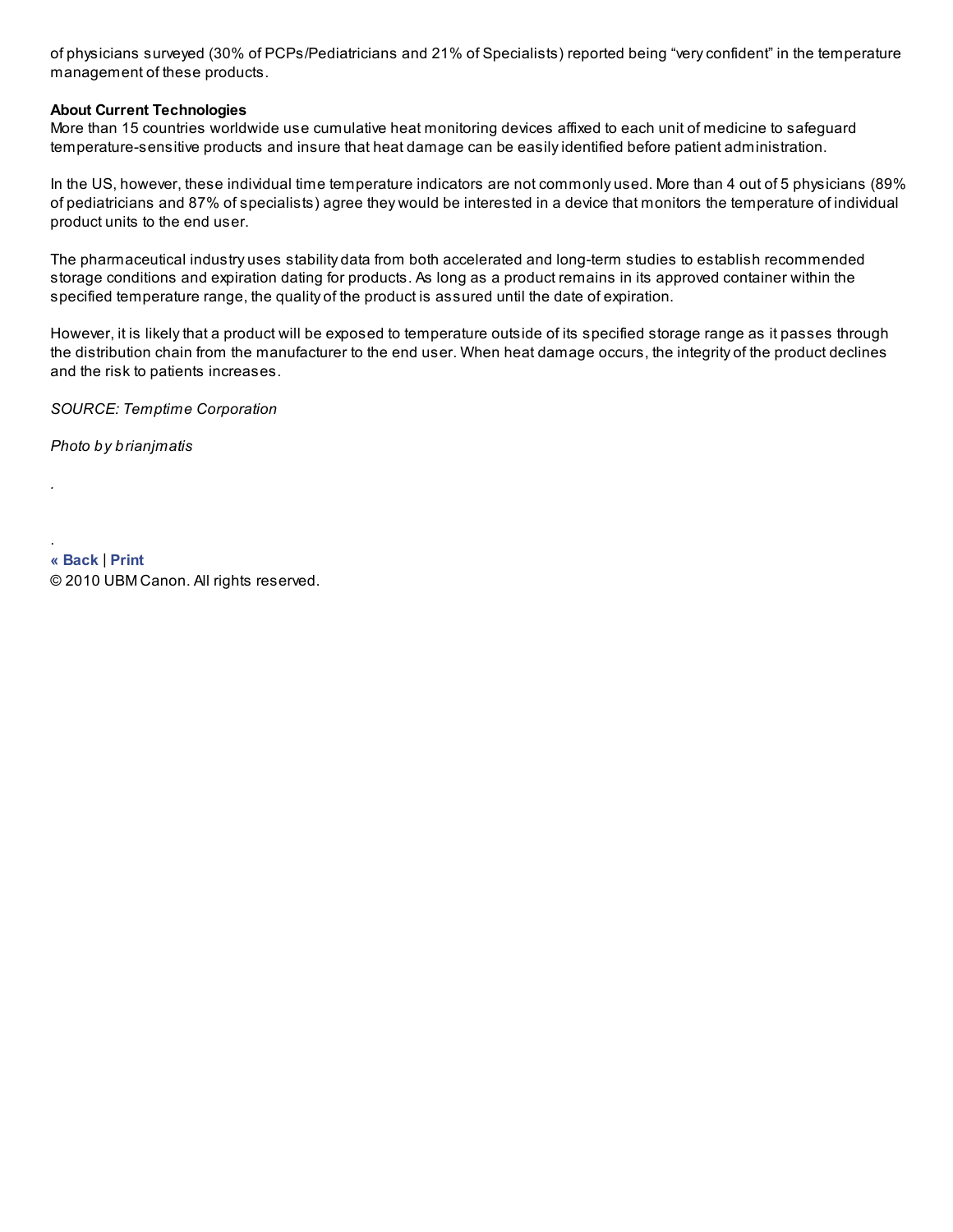of physicians surveyed (30% of PCPs/Pediatricians and 21% of Specialists) reported being "very confident" in the temperature management of these products.

**About Current Technologies**

More than 15 countries worldwide use cumulative heat monitoring devices affixed to each unit of medicine to safeguard temperature-sensitive products and insure that heat damage can be easily identified before patient administration.

In the US, however, these individual time temperature indicators are not commonly used. More than 4 out of 5 physicians (89% of pediatricians and 87% of specialists) agree they would be interested in a device that monitors the temperature of individual product units to the end user.

The pharmaceutical industry uses stability data from both accelerated and long-term studies to establish recommended storage conditions and expiration dating for products. As long as a product remains in its approved container within the specified temperature range, the quality of the product is assured until the date of expiration.

However, it is likely that a product will be exposed to temperature outside of its specified storage range as it passes through the distribution chain from the manufacturer to the end user. When heat damage occurs, the integrity of the product declines and the risk to patients increases.

*SOURCE: Temptime Corporation*

*Photo by brianjmatis*

.

.

**« Back** | **Print**

© 2010 UBM Canon. All rights reserved.